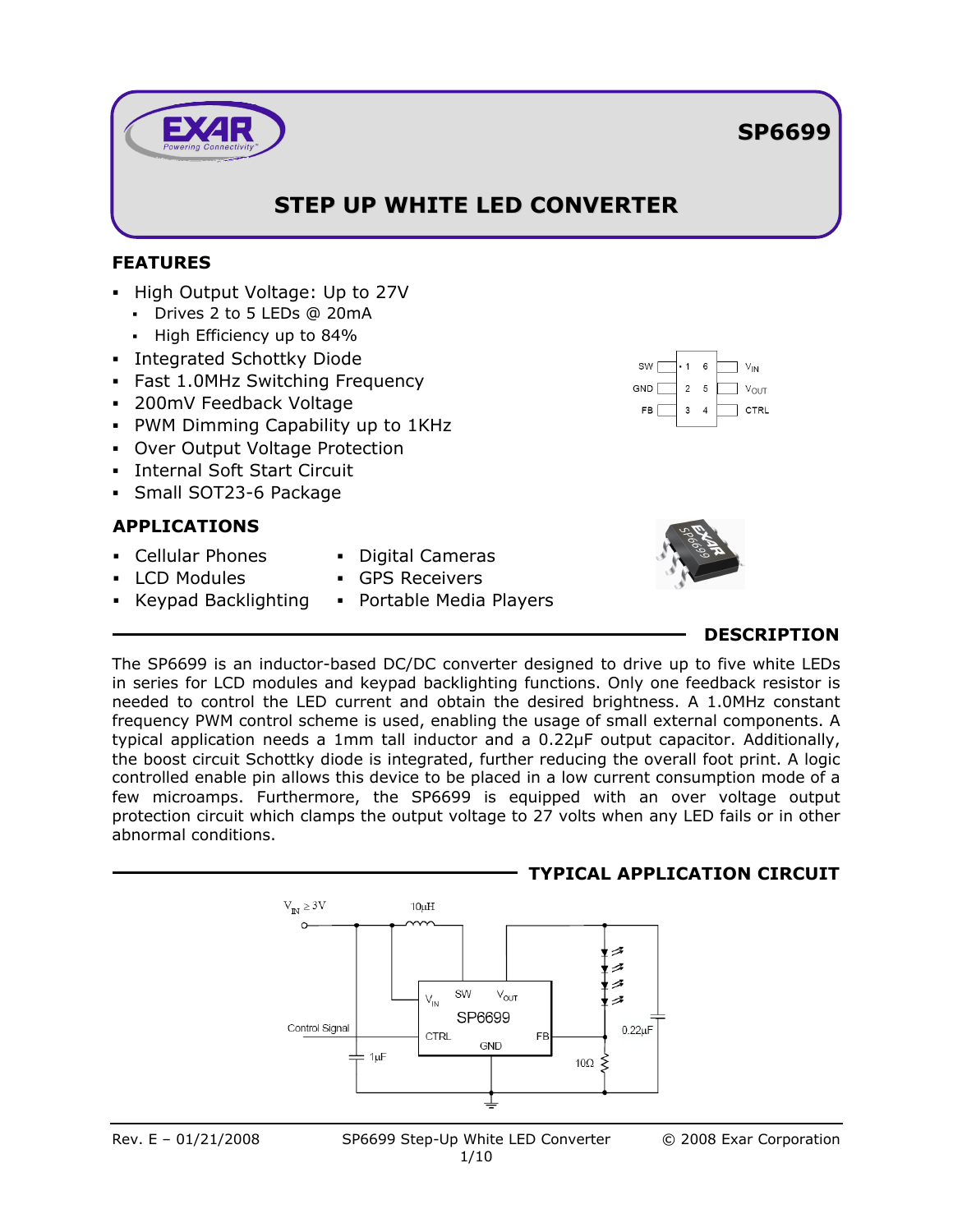# SP6699

## STEP UP WHITE LED CONVERTER

### FEATURES

- High Output Voltage: Up to 27V
  - Drives 2 to 5 LEDs @ 20mA
  - High Efficiency up to 84%
- Integrated Schottky Diode
- Fast 1.0MHz Switching Frequency
- 200mV Feedback Voltage
- PWM Dimming Capability up to 1KHz
- Over Output Voltage Protection
- Internal Soft Start Circuit
- Small SOT23-6 Package

### APPLICATIONS

- Cellular Phones
- LCD Modules
- Keypad Backlighting
- Digital Cameras
- GPS Receivers
- Portable Media Players

### DESCRIPTION

The SP6699 is an inductor-based DC/DC converter designed to drive up to five white LEDs in series for LCD modules and keypad backlighting functions. Only one feedback resistor is needed to control the LED current and obtain the desired brightness. A 1.0MHz constant frequency PWM control scheme is used, enabling the usage of small external components. A typical application needs a 1mm tall inductor and a 0.22μF output capacitor. Additionally, the boost circuit Schottky diode is integrated, further reducing the overall foot print. A logic controlled enable pin allows this device to be placed in a low current consumption mode of a few microamps. Furthermore, the SP6699 is equipped with an over voltage output protection circuit which clamps the output voltage to 27 volts when any LED fails or in other abnormal conditions.

### TYPICAL APPLICATION CIRCUIT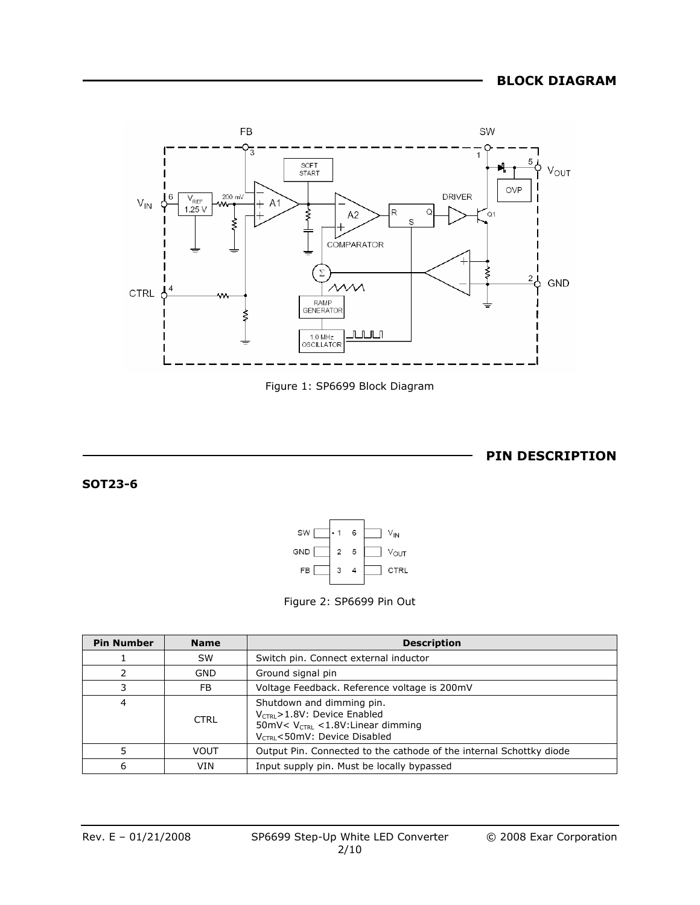## BLOCK DIAGRAM

Figure 1: SP6699 Block Diagram

## PIN DESCRIPTION

### SOT23-6

Figure 2: SP6699 Pin Out

| Pin Number | Name | Description |
|---|---|---|
| 1 | SW | Switch pin. Connect external inductor |
| 2 | GND | Ground signal pin |
| 3 | FB | Voltage Feedback. Reference voltage is 200mV |
| 4 | CTRL | Shutdown and dimming pin.<br>$V_{CTRL}$>1.8V: Device Enabled<br>50mV< $V_{CTRL}$ <1.8V:Linear dimming<br>$V_{CTRL}$<50mV: Device Disabled |
| 5 | VOUT | Output Pin. Connected to the cathode of the internal Schottky diode |
| 6 | VIN | Input supply pin. Must be locally bypassed |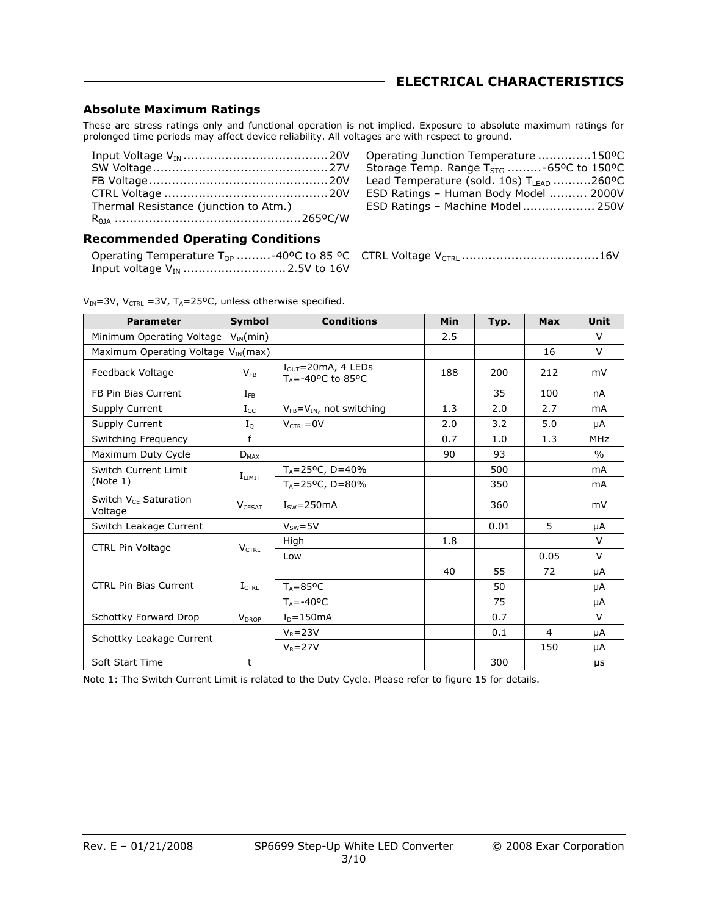## ELECTRICAL CHARACTERISTICS

### Absolute Maximum Ratings

These are stress ratings only and functional operation is not implied. Exposure to absolute maximum ratings for prolonged time periods may affect device reliability. All voltages are with respect to ground.

Input Voltage $V_{IN}$ ...................................... 20V
SW Voltage ............................................. 27V
FB Voltage .............................................. 20V
CTRL Voltage .......................................... 20V
Thermal Resistance (junction to Atm.)
$R_{\theta JA}$ ................................................ 265ºC/W

Operating Junction Temperature .............150ºC
Storage Temp. Range $T_{STG}$ .........-65ºC to 150ºC
Lead Temperature (sold. 10s) $T_{LEAD}$ ..........260ºC
ESD Ratings – Human Body Model .......... 2000V
ESD Ratings – Machine Model .................. 250V

### Recommended Operating Conditions

Operating Temperature $T_{OP}$ .........-40ºC to 85 ºC
Input voltage $V_{IN}$ ........................... 2.5V to 16V

CTRL Voltage $V_{CTRL}$ ....................................16V

$V_{IN}$=3V, $V_{CTRL}$ =3V, $T_A$=25ºC, unless otherwise specified.

| Parameter | Symbol | Conditions | Min | Typ. | Max | Unit |
|---|---|---|---|---|---|---|
| Minimum Operating Voltage | $V_{IN}$(min) | | 2.5 | | | V |
| Maximum Operating Voltage | $V_{IN}$(max) | | | | 16 | V |
| Feedback Voltage | $V_{FB}$ | $I_{OUT}$=20mA, 4 LEDs $T_A$=-40ºC to 85ºC | 188 | 200 | 212 | mV |
| FB Pin Bias Current | $I_{FB}$ | | | 35 | 100 | nA |
| Supply Current | $I_{CC}$ | $V_{FB}$=$V_{IN}$, not switching | 1.3 | 2.0 | 2.7 | mA |
| Supply Current | $I_Q$ | $V_{CTRL}$=0V | 2.0 | 3.2 | 5.0 | µA |
| Switching Frequency | f | | 0.7 | 1.0 | 1.3 | MHz |
| Maximum Duty Cycle | $D_{MAX}$ | | 90 | 93 | | % |
| Switch Current Limit (Note 1) | $I_{LIMIT}$ | $T_A$=25ºC, D=40% | | 500 | | mA |
| | | $T_A$=25ºC, D=80% | | 350 | | mA |
| Switch $V_{CE}$ Saturation Voltage | $V_{CESAT}$ | $I_{SW}$=250mA | | 360 | | mV |
| Switch Leakage Current | | $V_{SW}$=5V | | 0.01 | 5 | µA |
| CTRL Pin Voltage | $V_{CTRL}$ | High | 1.8 | | | V |
| | | Low | | | 0.05 | V |
| CTRL Pin Bias Current | $I_{CTRL}$ | | 40 | 55 | 72 | µA |
| | | $T_A$=85ºC | | 50 | | µA |
| | | $T_A$=-40ºC | | 75 | | µA |
| Schottky Forward Drop | $V_{DROP}$ | $I_D$=150mA | | 0.7 | | V |
| Schottky Leakage Current | | $V_R$=23V | | 0.1 | 4 | µA |
| | | $V_R$=27V | | | 150 | µA |
| Soft Start Time | t | | | 300 | | µs |

Note 1: The Switch Current Limit is related to the Duty Cycle. Please refer to figure 15 for details.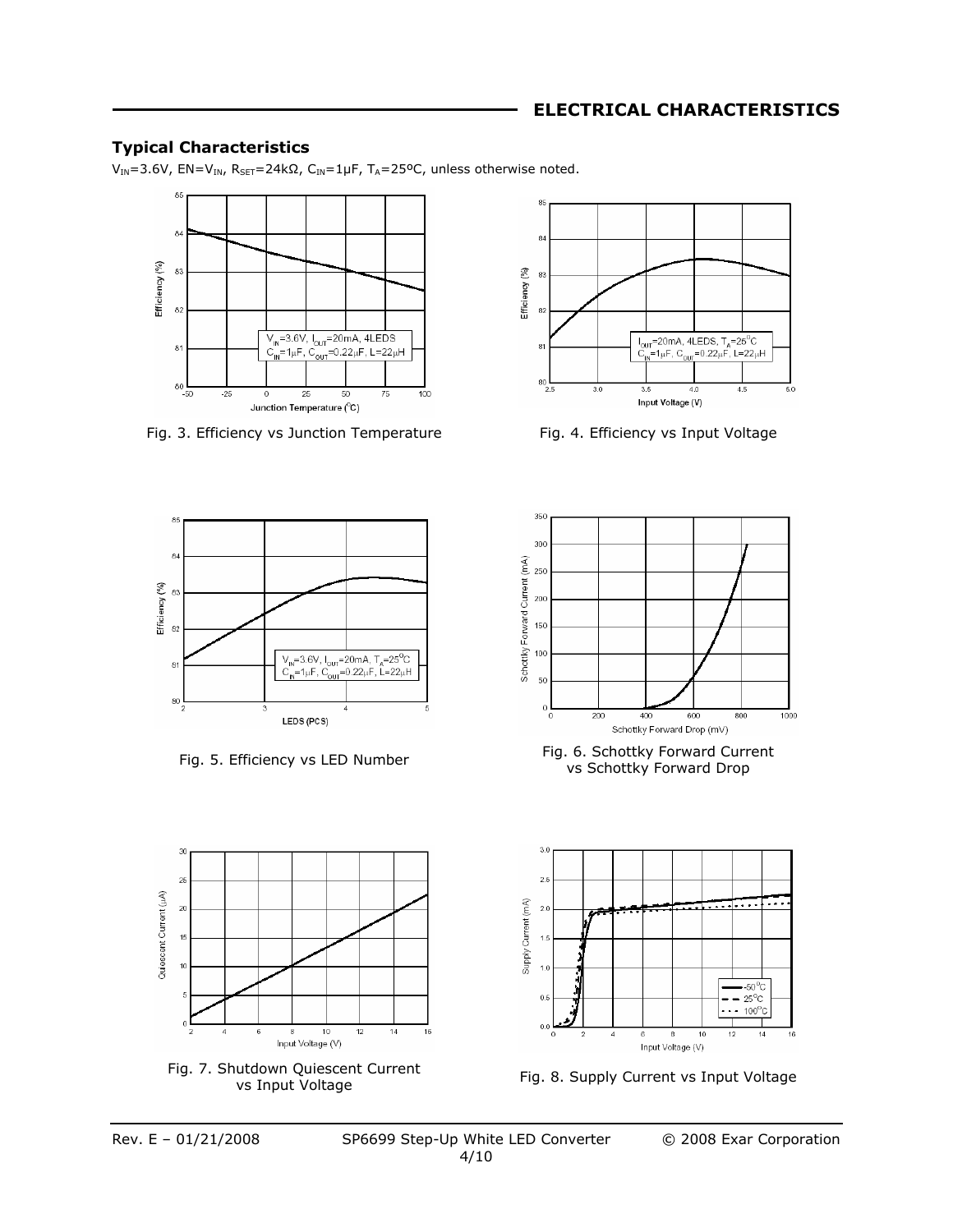## ELECTRICAL CHARACTERISTICS

### Typical Characteristics

$V_{IN}$=3.6V, EN=$V_{IN}$, $R_{SET}$=24kΩ, $C_{IN}$=1μF, $T_A$=25ºC, unless otherwise noted.

Fig. 3. Efficiency vs Junction Temperature

Fig. 4. Efficiency vs Input Voltage

Fig. 5. Efficiency vs LED Number

Fig. 6. Schottky Forward Current vs Schottky Forward Drop

Fig. 7. Shutdown Quiescent Current vs Input Voltage

Fig. 8. Supply Current vs Input Voltage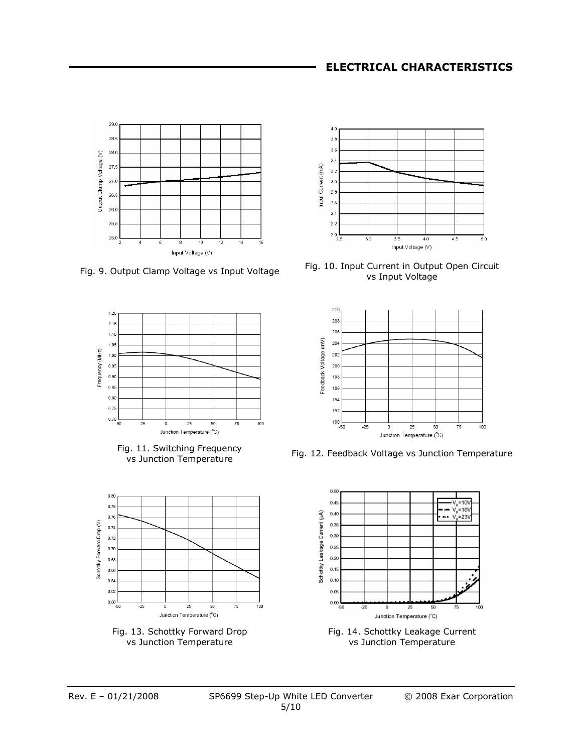## ELECTRICAL CHARACTERISTICS

Fig. 9. Output Clamp Voltage vs Input Voltage

Fig. 10. Input Current in Output Open Circuit vs Input Voltage

Fig. 11. Switching Frequency vs Junction Temperature

Fig. 12. Feedback Voltage vs Junction Temperature

Fig. 13. Schottky Forward Drop vs Junction Temperature

Fig. 14. Schottky Leakage Current vs Junction Temperature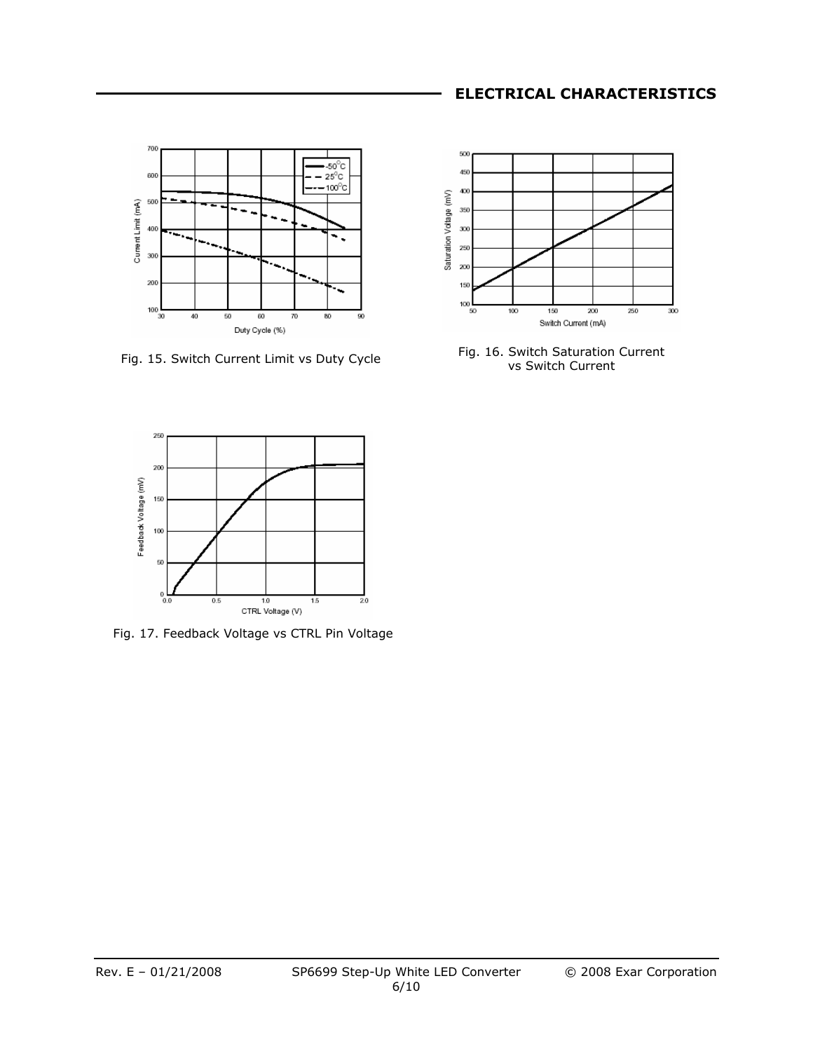## ELECTRICAL CHARACTERISTICS

Fig. 15. Switch Current Limit vs Duty Cycle

Fig. 16. Switch Saturation Current vs Switch Current

Fig. 17. Feedback Voltage vs CTRL Pin Voltage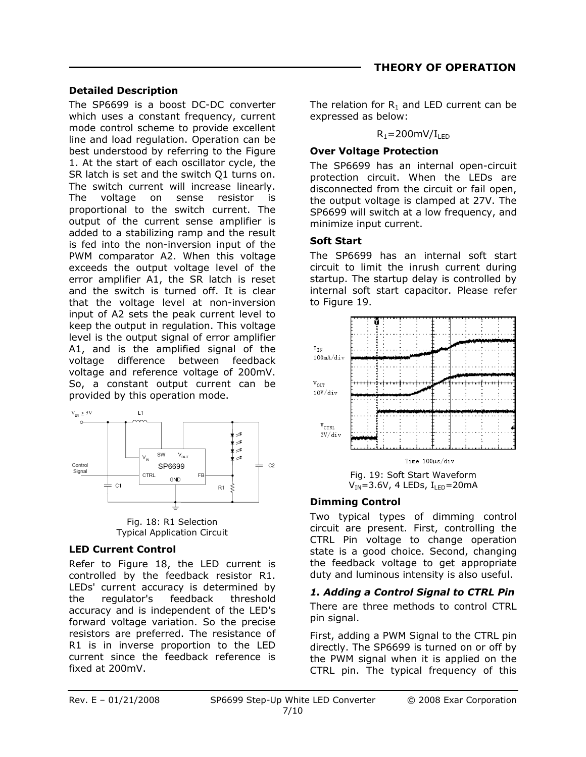## THEORY OF OPERATION

### Detailed Description

The SP6699 is a boost DC-DC converter which uses a constant frequency, current mode control scheme to provide excellent line and load regulation. Operation can be best understood by referring to the Figure 1. At the start of each oscillator cycle, the SR latch is set and the switch Q1 turns on. The switch current will increase linearly. The voltage on sense resistor is proportional to the switch current. The output of the current sense amplifier is added to a stabilizing ramp and the result is fed into the non-inversion input of the PWM comparator A2. When this voltage exceeds the output voltage level of the error amplifier A1, the SR latch is reset and the switch is turned off. It is clear that the voltage level at non-inversion input of A2 sets the peak current level to keep the output in regulation. This voltage level is the output signal of error amplifier A1, and is the amplified signal of the voltage difference between feedback voltage and reference voltage of 200mV. So, a constant output current can be provided by this operation mode.

Fig. 18: R1 Selection
Typical Application Circuit

### LED Current Control

Refer to Figure 18, the LED current is controlled by the feedback resistor R1. LEDs' current accuracy is determined by the regulator's feedback threshold accuracy and is independent of the LED's forward voltage variation. So the precise resistors are preferred. The resistance of R1 is in inverse proportion to the LED current since the feedback reference is fixed at 200mV.

The relation for $R_1$ and LED current can be expressed as below:

$$R_1 = 200\text{mV}/I_{LED}$$

### Over Voltage Protection

The SP6699 has an internal open-circuit protection circuit. When the LEDs are disconnected from the circuit or fail open, the output voltage is clamped at 27V. The SP6699 will switch at a low frequency, and minimize input current.

### Soft Start

The SP6699 has an internal soft start circuit to limit the inrush current during startup. The startup delay is controlled by internal soft start capacitor. Please refer to Figure 19.

Fig. 19: Soft Start Waveform
$V_{IN}$=3.6V, 4 LEDs, $I_{LED}$=20mA

### Dimming Control

Two typical types of dimming control circuit are present. First, controlling the CTRL Pin voltage to change operation state is a good choice. Second, changing the feedback voltage to get appropriate duty and luminous intensity is also useful.

#### *1. Adding a Control Signal to CTRL Pin*

There are three methods to control CTRL pin signal.

First, adding a PWM Signal to the CTRL pin directly. The SP6699 is turned on or off by the PWM signal when it is applied on the CTRL pin. The typical frequency of this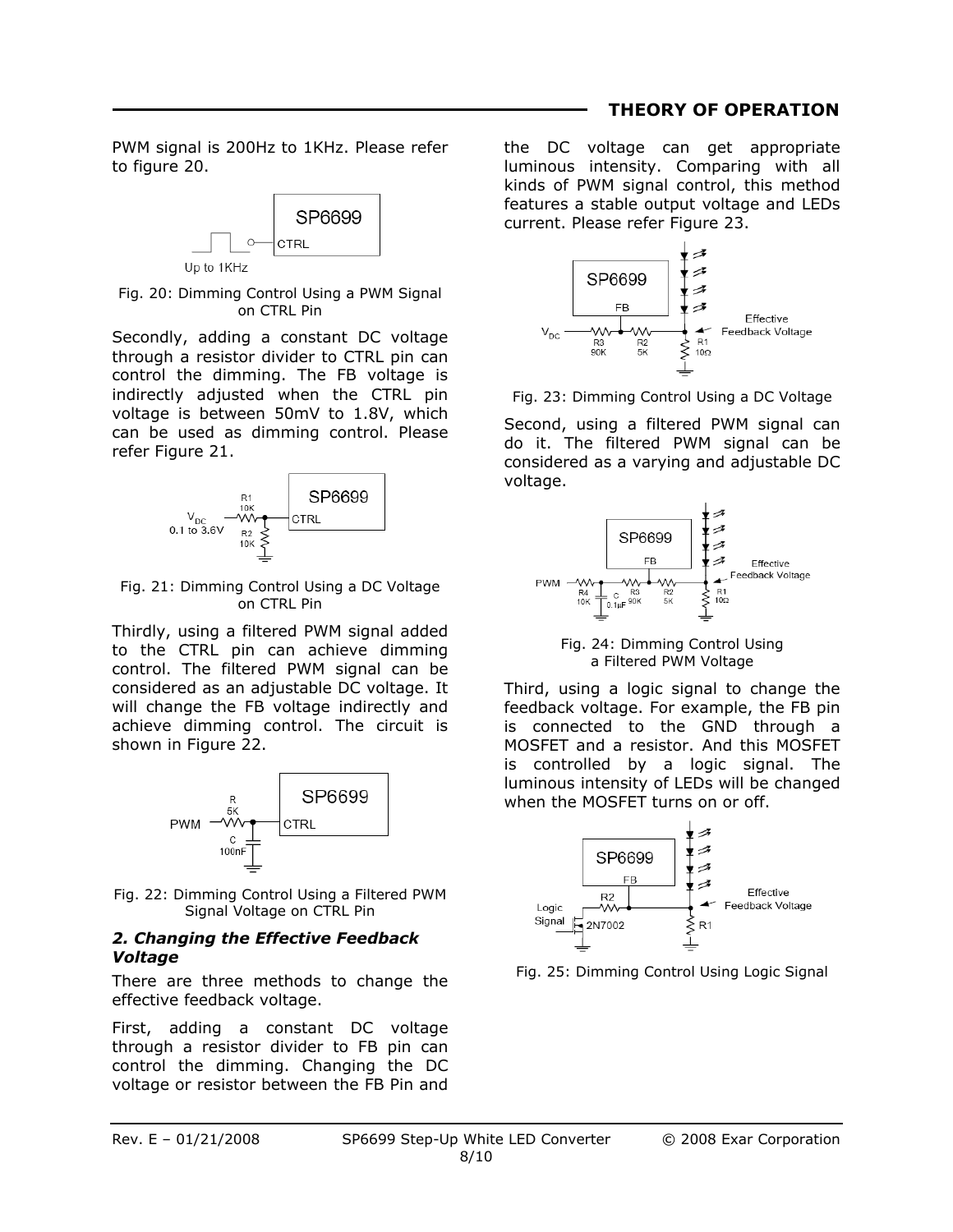PWM signal is 200Hz to 1KHz. Please refer to figure 20.

Fig. 20: Dimming Control Using a PWM Signal on CTRL Pin

Secondly, adding a constant DC voltage through a resistor divider to CTRL pin can control the dimming. The FB voltage is indirectly adjusted when the CTRL pin voltage is between 50mV to 1.8V, which can be used as dimming control. Please refer Figure 21.

Fig. 21: Dimming Control Using a DC Voltage on CTRL Pin

Thirdly, using a filtered PWM signal added to the CTRL pin can achieve dimming control. The filtered PWM signal can be considered as an adjustable DC voltage. It will change the FB voltage indirectly and achieve dimming control. The circuit is shown in Figure 22.

Fig. 22: Dimming Control Using a Filtered PWM Signal Voltage on CTRL Pin

### *2. Changing the Effective Feedback Voltage*

There are three methods to change the effective feedback voltage.

First, adding a constant DC voltage through a resistor divider to FB pin can control the dimming. Changing the DC voltage or resistor between the FB Pin and the DC voltage can get appropriate luminous intensity. Comparing with all kinds of PWM signal control, this method features a stable output voltage and LEDs current. Please refer Figure 23.

Fig. 23: Dimming Control Using a DC Voltage

Second, using a filtered PWM signal can do it. The filtered PWM signal can be considered as a varying and adjustable DC voltage.

Fig. 24: Dimming Control Using a Filtered PWM Voltage

Third, using a logic signal to change the feedback voltage. For example, the FB pin is connected to the GND through a MOSFET and a resistor. And this MOSFET is controlled by a logic signal. The luminous intensity of LEDs will be changed when the MOSFET turns on or off.

Fig. 25: Dimming Control Using Logic Signal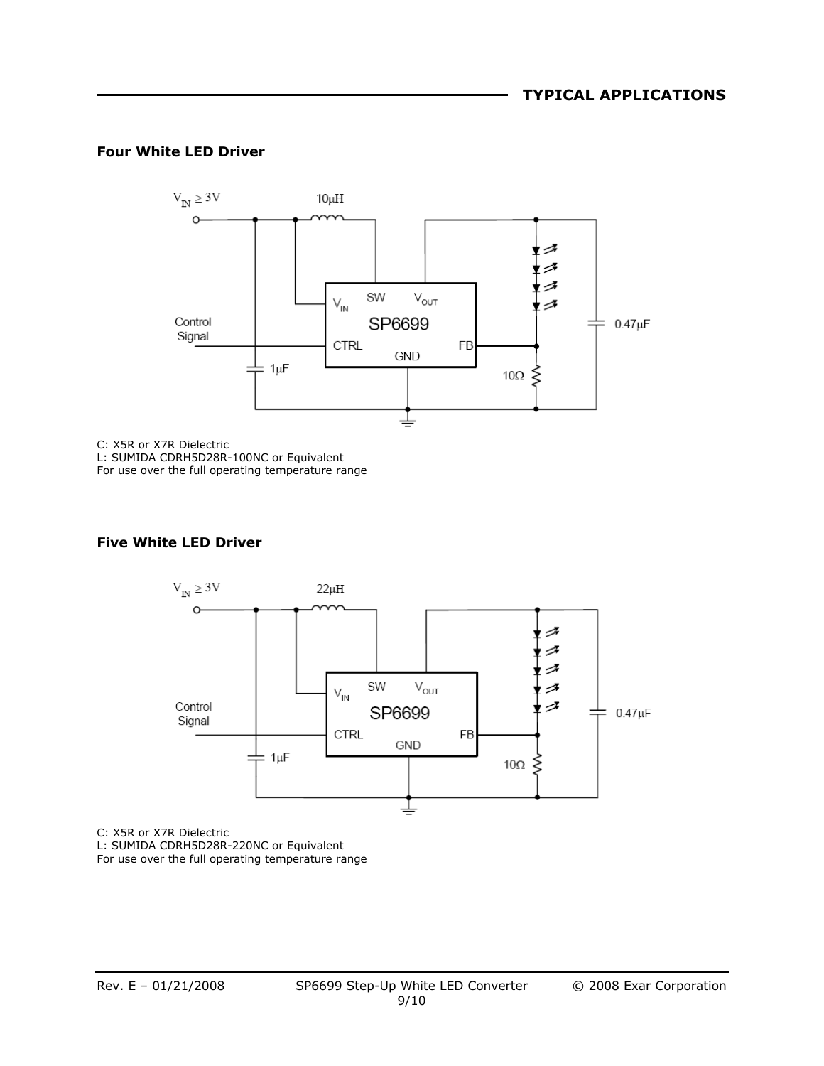## TYPICAL APPLICATIONS

### Four White LED Driver

C: X5R or X7R Dielectric
L: SUMIDA CDRH5D28R-100NC or Equivalent
For use over the full operating temperature range

### Five White LED Driver

C: X5R or X7R Dielectric
L: SUMIDA CDRH5D28R-220NC or Equivalent
For use over the full operating temperature range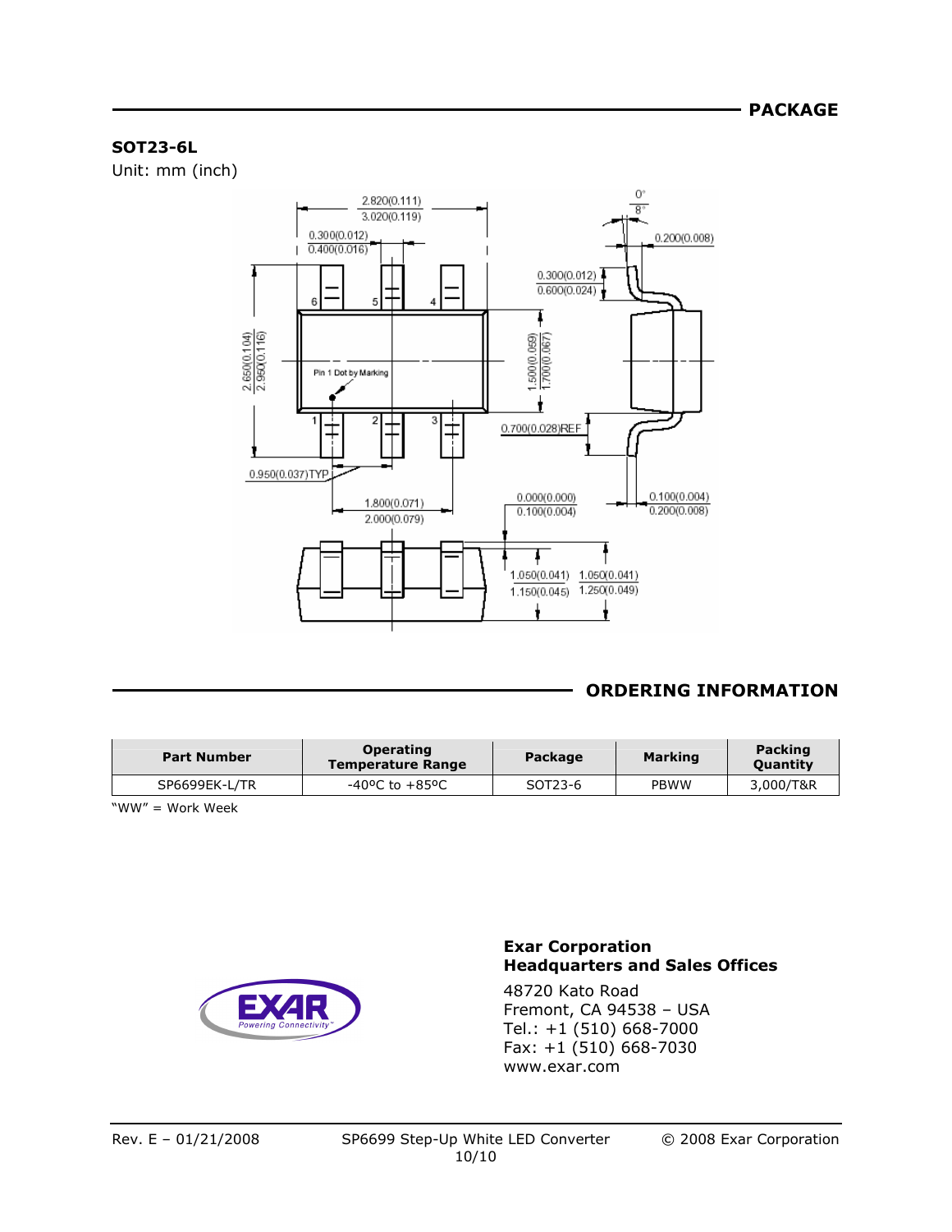## PACKAGE

**SOT23-6L**

Unit: mm (inch)

2.820(0.111)
3.020(0.119)
0.300(0.012)
0.400(0.016)
0°
8°
0.200(0.008)
0.300(0.012)
0.600(0.024)
6
5
4
2.650(0.104)
2.950(0.116)
Pin 1 Dot by Marking
1.500(0.059)
1.700(0.067)
1
2
3
0.700(0.028)REF
0.950(0.037)TYP
1.800(0.071)
2.000(0.079)
0.000(0.000)
0.100(0.004)
0.100(0.004)
0.200(0.008)
1.050(0.041)
1.150(0.045)
1.050(0.041)
1.250(0.049)

## ORDERING INFORMATION

| Part Number | Operating Temperature Range | Package | Marking | Packing Quantity |
|---|---|---|---|---|
| SP6699EK-L/TR | -40ºC to +85ºC | SOT23-6 | PBWW | 3,000/T&R |

"WW" = Work Week

**Exar Corporation**
**Headquarters and Sales Offices**

48720 Kato Road
Fremont, CA 94538 – USA
Tel.: +1 (510) 668-7000
Fax: +1 (510) 668-7030
www.exar.com